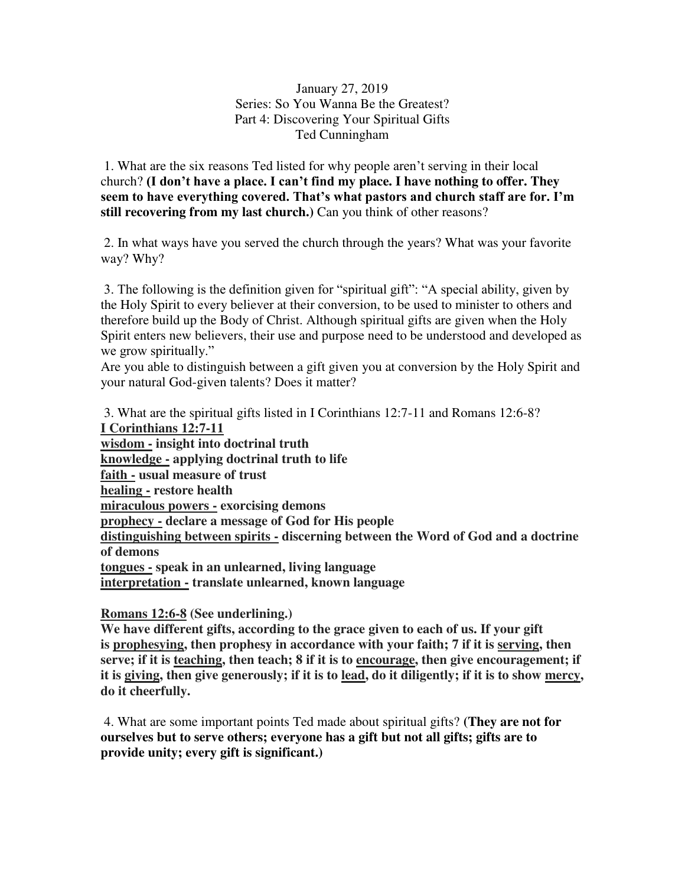January 27, 2019
Series: So You Wanna Be the Greatest?
Part 4: Discovering Your Spiritual Gifts
Ted Cunningham

1. What are the six reasons Ted listed for why people aren't serving in their local church? **(I don't have a place. I can't find my place. I have nothing to offer. They seem to have everything covered. That's what pastors and church staff are for. I'm still recovering from my last church.)** Can you think of other reasons?

2. In what ways have you served the church through the years? What was your favorite way? Why?

3. The following is the definition given for "spiritual gift": "A special ability, given by the Holy Spirit to every believer at their conversion, to be used to minister to others and therefore build up the Body of Christ. Although spiritual gifts are given when the Holy Spirit enters new believers, their use and purpose need to be understood and developed as we grow spiritually."
Are you able to distinguish between a gift given you at conversion by the Holy Spirit and your natural God-given talents? Does it matter?

3. What are the spiritual gifts listed in I Corinthians 12:7-11 and Romans 12:6-8?

**<u>I Corinthians 12:7-11</u>**
**<u>wisdom -</u> insight into doctrinal truth**
**<u>knowledge -</u> applying doctrinal truth to life**
**<u>faith -</u> usual measure of trust**
**<u>healing -</u> restore health**
**<u>miraculous powers -</u> exorcising demons**
**<u>prophecy -</u> declare a message of God for His people**
**<u>distinguishing between spirits -</u> discerning between the Word of God and a doctrine of demons**
**<u>tongues -</u> speak in an unlearned, living language**
**<u>interpretation -</u> translate unlearned, known language**

**<u>Romans 12:6-8</u> (See underlining.)**
**We have different gifts, according to the grace given to each of us. If your gift is <u>prophesying</u>, then prophesy in accordance with your faith; 7 if it is <u>serving</u>, then serve; if it is <u>teaching</u>, then teach; 8 if it is to <u>encourage</u>, then give encouragement; if it is <u>giving</u>, then give generously; if it is to <u>lead</u>, do it diligently; if it is to show <u>mercy</u>, do it cheerfully.**

4. What are some important points Ted made about spiritual gifts? **(They are not for ourselves but to serve others; everyone has a gift but not all gifts; gifts are to provide unity; every gift is significant.)**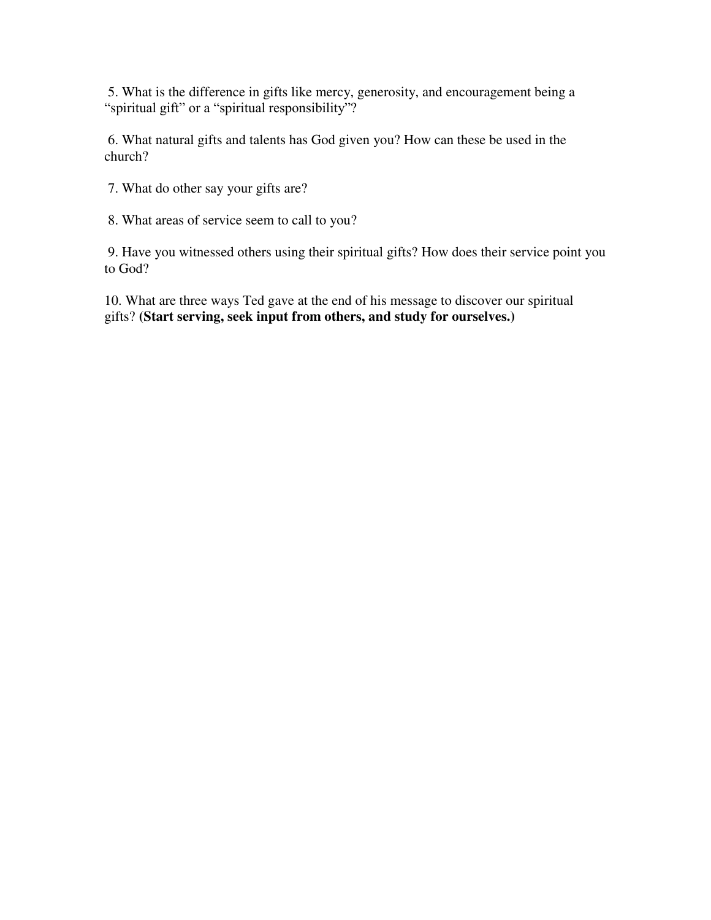5. What is the difference in gifts like mercy, generosity, and encouragement being a "spiritual gift" or a "spiritual responsibility"?

6. What natural gifts and talents has God given you? How can these be used in the church?

7. What do other say your gifts are?

8. What areas of service seem to call to you?

9. Have you witnessed others using their spiritual gifts? How does their service point you to God?

10. What are three ways Ted gave at the end of his message to discover our spiritual gifts? **(Start serving, seek input from others, and study for ourselves.)**